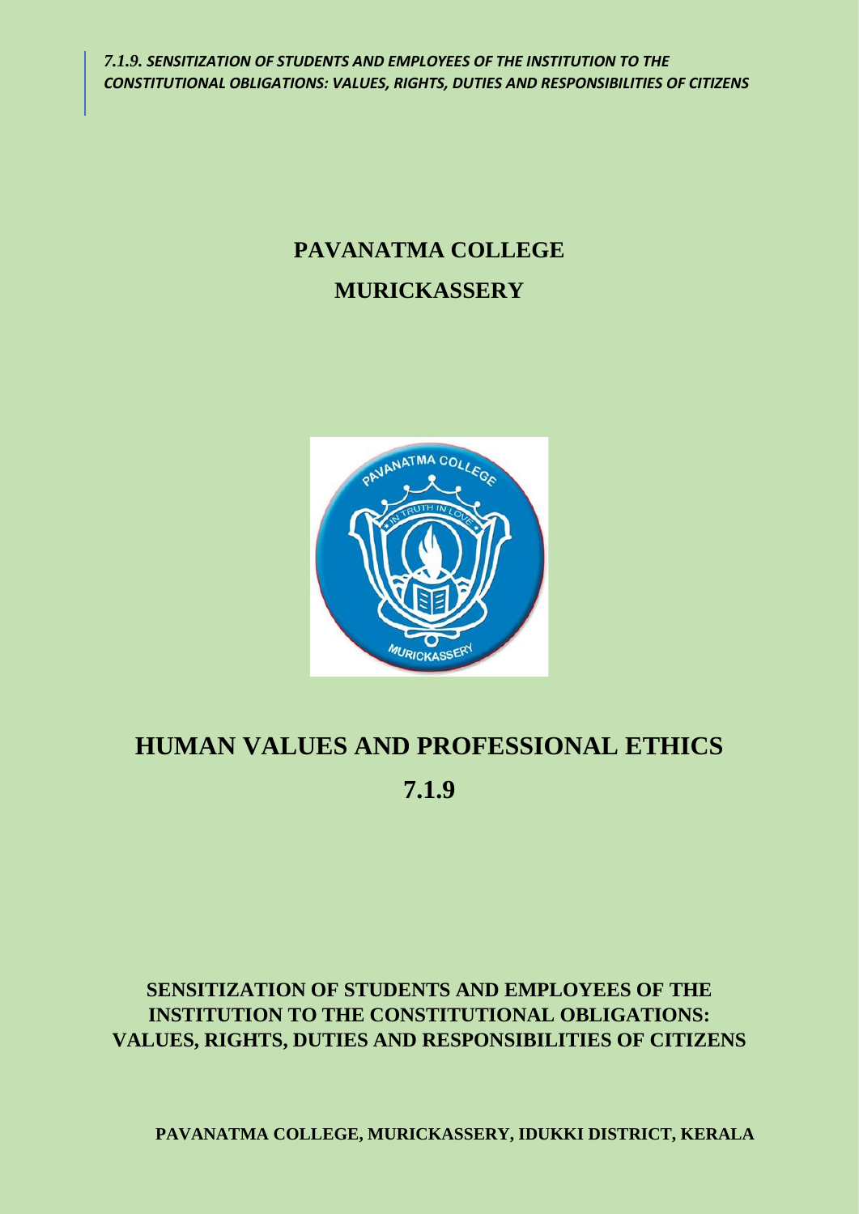*7.1.9. SENSITIZATION OF STUDENTS AND EMPLOYEES OF THE INSTITUTION TO THE CONSTITUTIONAL OBLIGATIONS: VALUES, RIGHTS, DUTIES AND RESPONSIBILITIES OF CITIZENS*

# PAVANATMA COLLEGE
# MURICKASSERY

# HUMAN VALUES AND PROFESSIONAL ETHICS

## 7.1.9

### SENSITIZATION OF STUDENTS AND EMPLOYEES OF THE INSTITUTION TO THE CONSTITUTIONAL OBLIGATIONS: VALUES, RIGHTS, DUTIES AND RESPONSIBILITIES OF CITIZENS

**PAVANATMA COLLEGE, MURICKASSERY, IDUKKI DISTRICT, KERALA**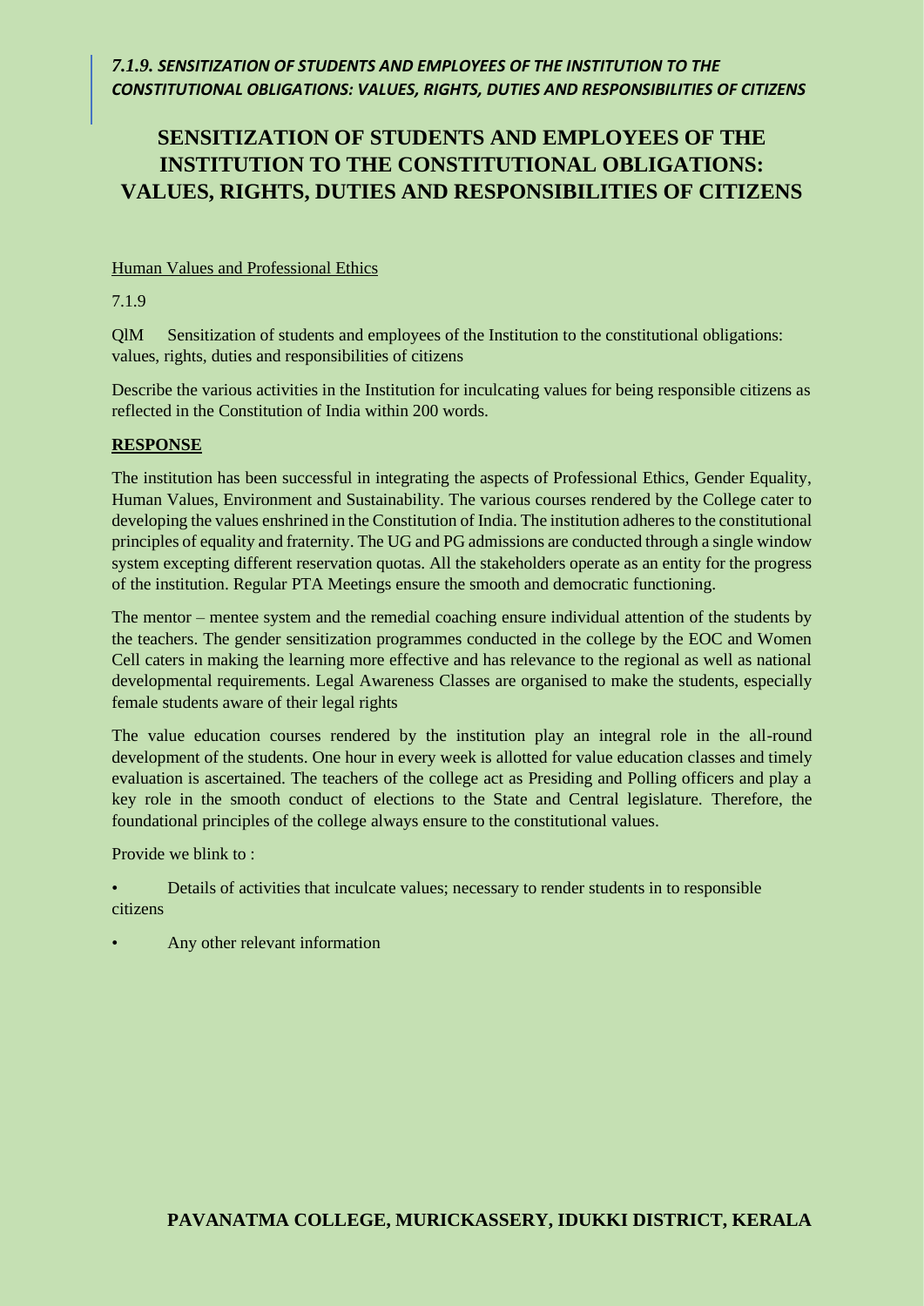*7.1.9. SENSITIZATION OF STUDENTS AND EMPLOYEES OF THE INSTITUTION TO THE CONSTITUTIONAL OBLIGATIONS: VALUES, RIGHTS, DUTIES AND RESPONSIBILITIES OF CITIZENS*

# SENSITIZATION OF STUDENTS AND EMPLOYEES OF THE INSTITUTION TO THE CONSTITUTIONAL OBLIGATIONS: VALUES, RIGHTS, DUTIES AND RESPONSIBILITIES OF CITIZENS

Human Values and Professional Ethics

7.1.9

QlM Sensitization of students and employees of the Institution to the constitutional obligations: values, rights, duties and responsibilities of citizens

Describe the various activities in the Institution for inculcating values for being responsible citizens as reflected in the Constitution of India within 200 words.

**RESPONSE**

The institution has been successful in integrating the aspects of Professional Ethics, Gender Equality, Human Values, Environment and Sustainability. The various courses rendered by the College cater to developing the values enshrined in the Constitution of India. The institution adheres to the constitutional principles of equality and fraternity. The UG and PG admissions are conducted through a single window system excepting different reservation quotas. All the stakeholders operate as an entity for the progress of the institution. Regular PTA Meetings ensure the smooth and democratic functioning.

The mentor – mentee system and the remedial coaching ensure individual attention of the students by the teachers. The gender sensitization programmes conducted in the college by the EOC and Women Cell caters in making the learning more effective and has relevance to the regional as well as national developmental requirements. Legal Awareness Classes are organised to make the students, especially female students aware of their legal rights

The value education courses rendered by the institution play an integral role in the all-round development of the students. One hour in every week is allotted for value education classes and timely evaluation is ascertained. The teachers of the college act as Presiding and Polling officers and play a key role in the smooth conduct of elections to the State and Central legislature. Therefore, the foundational principles of the college always ensure to the constitutional values.

Provide we blink to :

- Details of activities that inculcate values; necessary to render students in to responsible citizens
- Any other relevant information

**PAVANATMA COLLEGE, MURICKASSERY, IDUKKI DISTRICT, KERALA**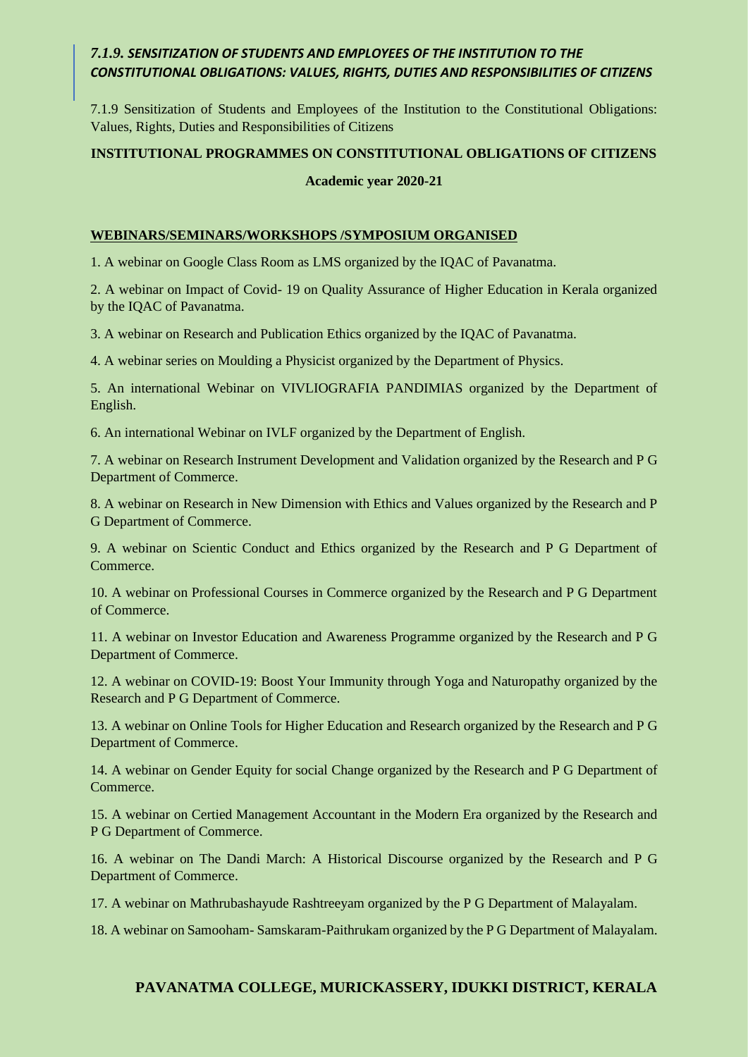### *7.1.9. SENSITIZATION OF STUDENTS AND EMPLOYEES OF THE INSTITUTION TO THE CONSTITUTIONAL OBLIGATIONS: VALUES, RIGHTS, DUTIES AND RESPONSIBILITIES OF CITIZENS*

7.1.9 Sensitization of Students and Employees of the Institution to the Constitutional Obligations: Values, Rights, Duties and Responsibilities of Citizens

**INSTITUTIONAL PROGRAMMES ON CONSTITUTIONAL OBLIGATIONS OF CITIZENS**

**Academic year 2020-21**

**WEBINARS/SEMINARS/WORKSHOPS /SYMPOSIUM ORGANISED**

1. A webinar on Google Class Room as LMS organized by the IQAC of Pavanatma.

2. A webinar on Impact of Covid- 19 on Quality Assurance of Higher Education in Kerala organized by the IQAC of Pavanatma.

3. A webinar on Research and Publication Ethics organized by the IQAC of Pavanatma.

4. A webinar series on Moulding a Physicist organized by the Department of Physics.

5. An international Webinar on VIVLIOGRAFIA PANDIMIAS organized by the Department of English.

6. An international Webinar on IVLF organized by the Department of English.

7. A webinar on Research Instrument Development and Validation organized by the Research and P G Department of Commerce.

8. A webinar on Research in New Dimension with Ethics and Values organized by the Research and P G Department of Commerce.

9. A webinar on Scientic Conduct and Ethics organized by the Research and P G Department of Commerce.

10. A webinar on Professional Courses in Commerce organized by the Research and P G Department of Commerce.

11. A webinar on Investor Education and Awareness Programme organized by the Research and P G Department of Commerce.

12. A webinar on COVID-19: Boost Your Immunity through Yoga and Naturopathy organized by the Research and P G Department of Commerce.

13. A webinar on Online Tools for Higher Education and Research organized by the Research and P G Department of Commerce.

14. A webinar on Gender Equity for social Change organized by the Research and P G Department of Commerce.

15. A webinar on Certied Management Accountant in the Modern Era organized by the Research and P G Department of Commerce.

16. A webinar on The Dandi March: A Historical Discourse organized by the Research and P G Department of Commerce.

17. A webinar on Mathrubashayude Rashtreeyam organized by the P G Department of Malayalam.

18. A webinar on Samooham- Samskaram-Paithrukam organized by the P G Department of Malayalam.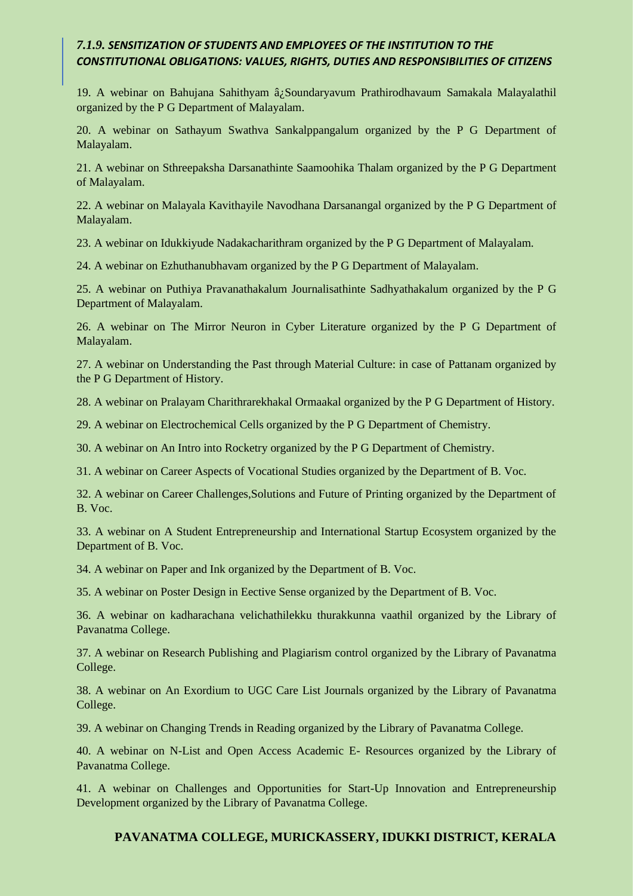### *7.1.9. SENSITIZATION OF STUDENTS AND EMPLOYEES OF THE INSTITUTION TO THE CONSTITUTIONAL OBLIGATIONS: VALUES, RIGHTS, DUTIES AND RESPONSIBILITIES OF CITIZENS*

19. A webinar on Bahujana Sahithyam â¿Soundaryavum Prathirodhavaum Samakala Malayalathil organized by the P G Department of Malayalam.

20. A webinar on Sathayum Swathva Sankalppangalum organized by the P G Department of Malayalam.

21. A webinar on Sthreepaksha Darsanathinte Saamoohika Thalam organized by the P G Department of Malayalam.

22. A webinar on Malayala Kavithayile Navodhana Darsanangal organized by the P G Department of Malayalam.

23. A webinar on Idukkiyude Nadakacharithram organized by the P G Department of Malayalam.

24. A webinar on Ezhuthanubhavam organized by the P G Department of Malayalam.

25. A webinar on Puthiya Pravanathakalum Journalisathinte Sadhyathakalum organized by the P G Department of Malayalam.

26. A webinar on The Mirror Neuron in Cyber Literature organized by the P G Department of Malayalam.

27. A webinar on Understanding the Past through Material Culture: in case of Pattanam organized by the P G Department of History.

28. A webinar on Pralayam Charithrarekhakal Ormaakal organized by the P G Department of History.

29. A webinar on Electrochemical Cells organized by the P G Department of Chemistry.

30. A webinar on An Intro into Rocketry organized by the P G Department of Chemistry.

31. A webinar on Career Aspects of Vocational Studies organized by the Department of B. Voc.

32. A webinar on Career Challenges,Solutions and Future of Printing organized by the Department of B. Voc.

33. A webinar on A Student Entrepreneurship and International Startup Ecosystem organized by the Department of B. Voc.

34. A webinar on Paper and Ink organized by the Department of B. Voc.

35. A webinar on Poster Design in Eective Sense organized by the Department of B. Voc.

36. A webinar on kadharachana velichathilekku thurakkunna vaathil organized by the Library of Pavanatma College.

37. A webinar on Research Publishing and Plagiarism control organized by the Library of Pavanatma College.

38. A webinar on An Exordium to UGC Care List Journals organized by the Library of Pavanatma College.

39. A webinar on Changing Trends in Reading organized by the Library of Pavanatma College.

40. A webinar on N-List and Open Access Academic E- Resources organized by the Library of Pavanatma College.

41. A webinar on Challenges and Opportunities for Start-Up Innovation and Entrepreneurship Development organized by the Library of Pavanatma College.